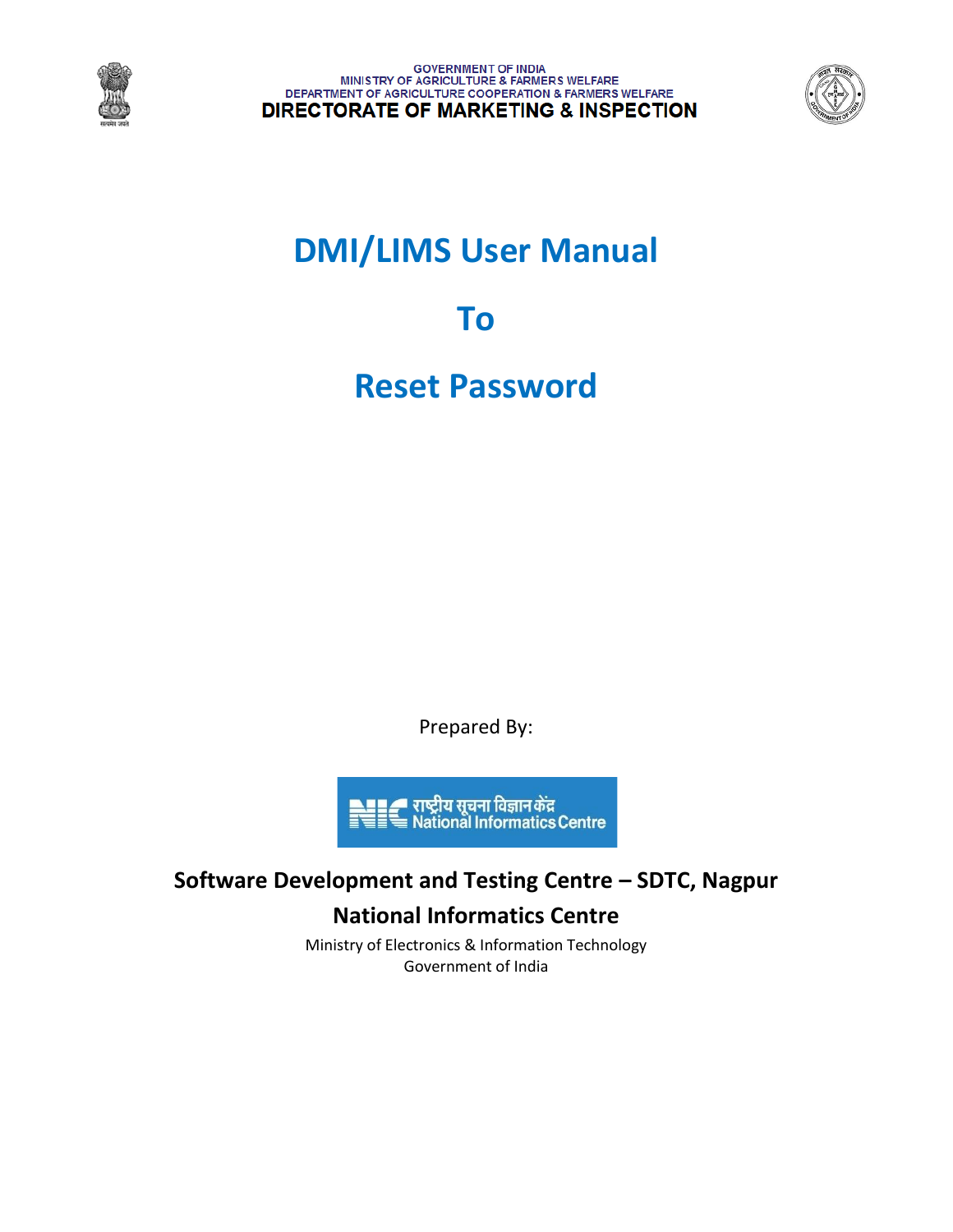GOVERNMENT OF INDIA
MINISTRY OF AGRICULTURE & FARMERS WELFARE
DEPARTMENT OF AGRICULTURE COOPERATION & FARMERS WELFARE
**DIRECTORATE OF MARKETING & INSPECTION**

# DMI/LIMS User Manual

# To

# Reset Password

Prepared By:

राष्ट्रीय सूचना विज्ञान केंद्र
National Informatics Centre

**Software Development and Testing Centre – SDTC, Nagpur**

**National Informatics Centre**

Ministry of Electronics & Information Technology
Government of India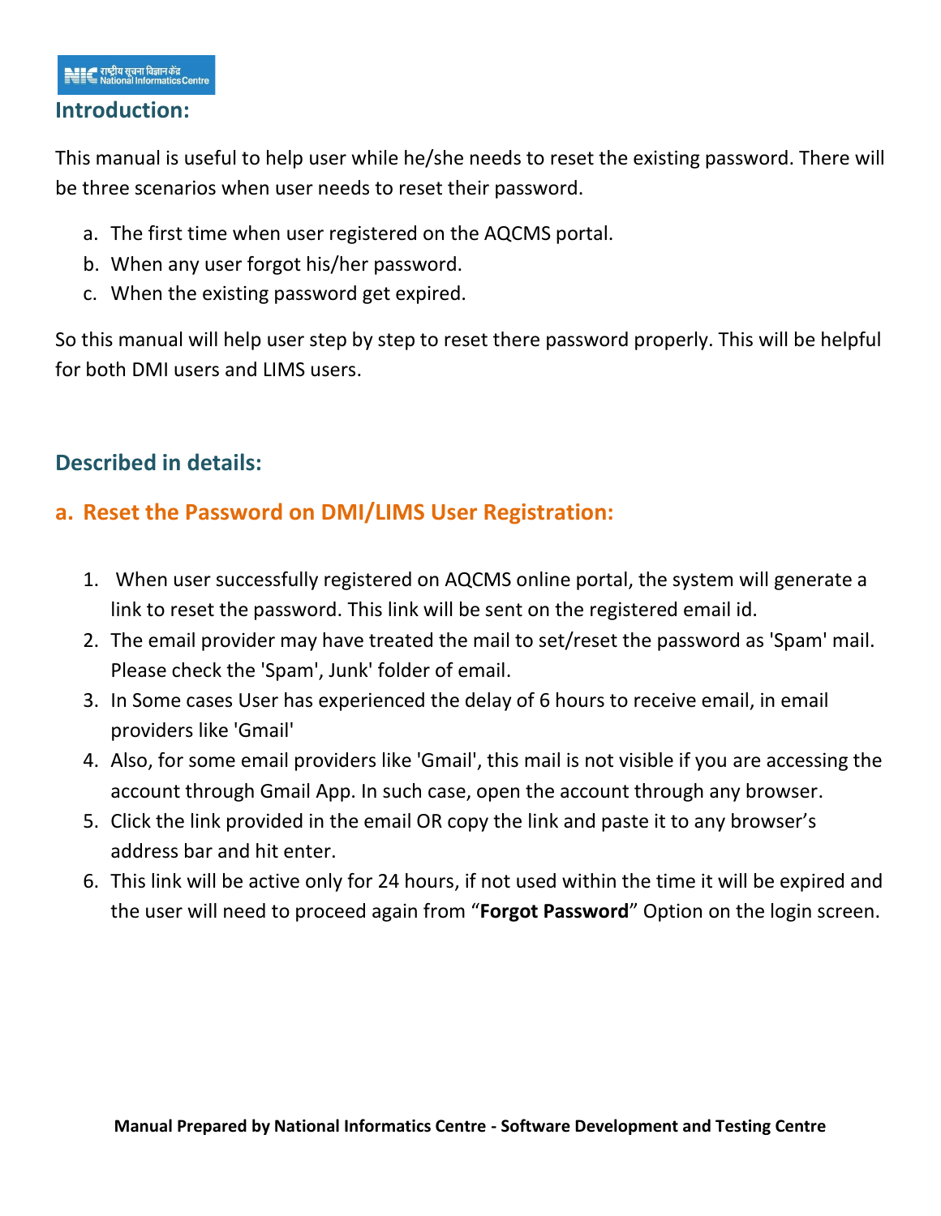## Introduction:

This manual is useful to help user while he/she needs to reset the existing password. There will be three scenarios when user needs to reset their password.

a. The first time when user registered on the AQCMS portal.
b. When any user forgot his/her password.
c. When the existing password get expired.

So this manual will help user step by step to reset there password properly. This will be helpful for both DMI users and LIMS users.

## Described in details:

### a. Reset the Password on DMI/LIMS User Registration:

1. When user successfully registered on AQCMS online portal, the system will generate a link to reset the password. This link will be sent on the registered email id.
2. The email provider may have treated the mail to set/reset the password as 'Spam' mail. Please check the 'Spam', Junk' folder of email.
3. In Some cases User has experienced the delay of 6 hours to receive email, in email providers like 'Gmail'
4. Also, for some email providers like 'Gmail', this mail is not visible if you are accessing the account through Gmail App. In such case, open the account through any browser.
5. Click the link provided in the email OR copy the link and paste it to any browser's address bar and hit enter.
6. This link will be active only for 24 hours, if not used within the time it will be expired and the user will need to proceed again from "**Forgot Password**" Option on the login screen.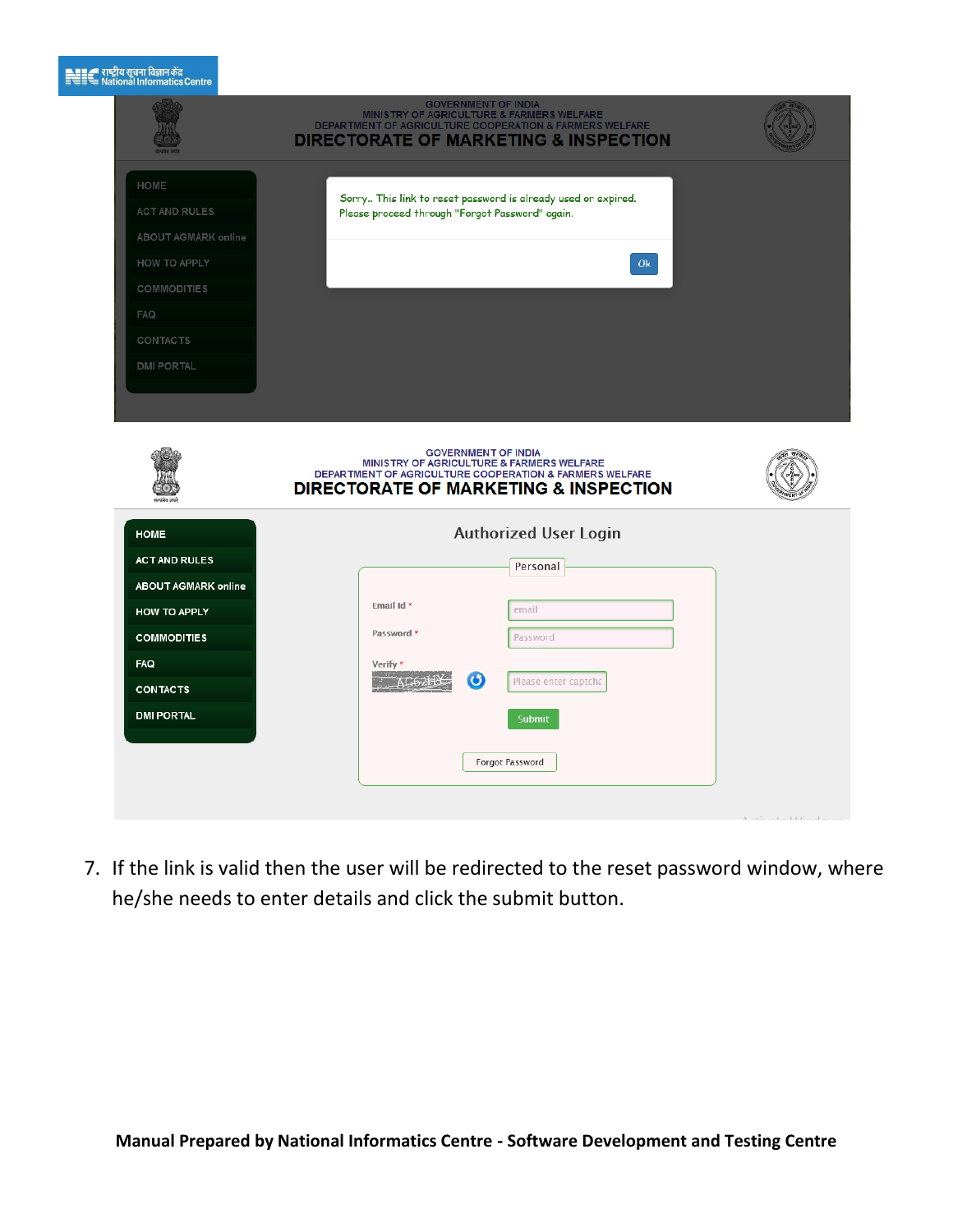7. If the link is valid then the user will be redirected to the reset password window, where he/she needs to enter details and click the submit button.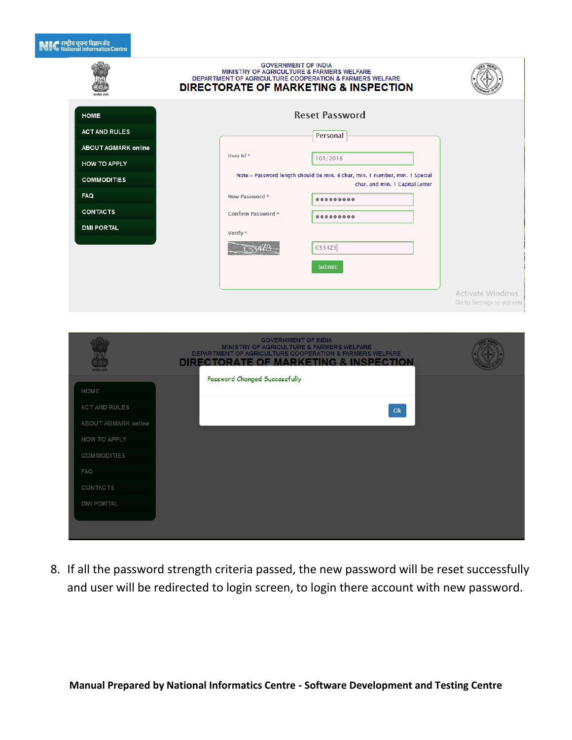8. If all the password strength criteria passed, the new password will be reset successfully and user will be redirected to login screen, to login there account with new password.

**Manual Prepared by National Informatics Centre - Software Development and Testing Centre**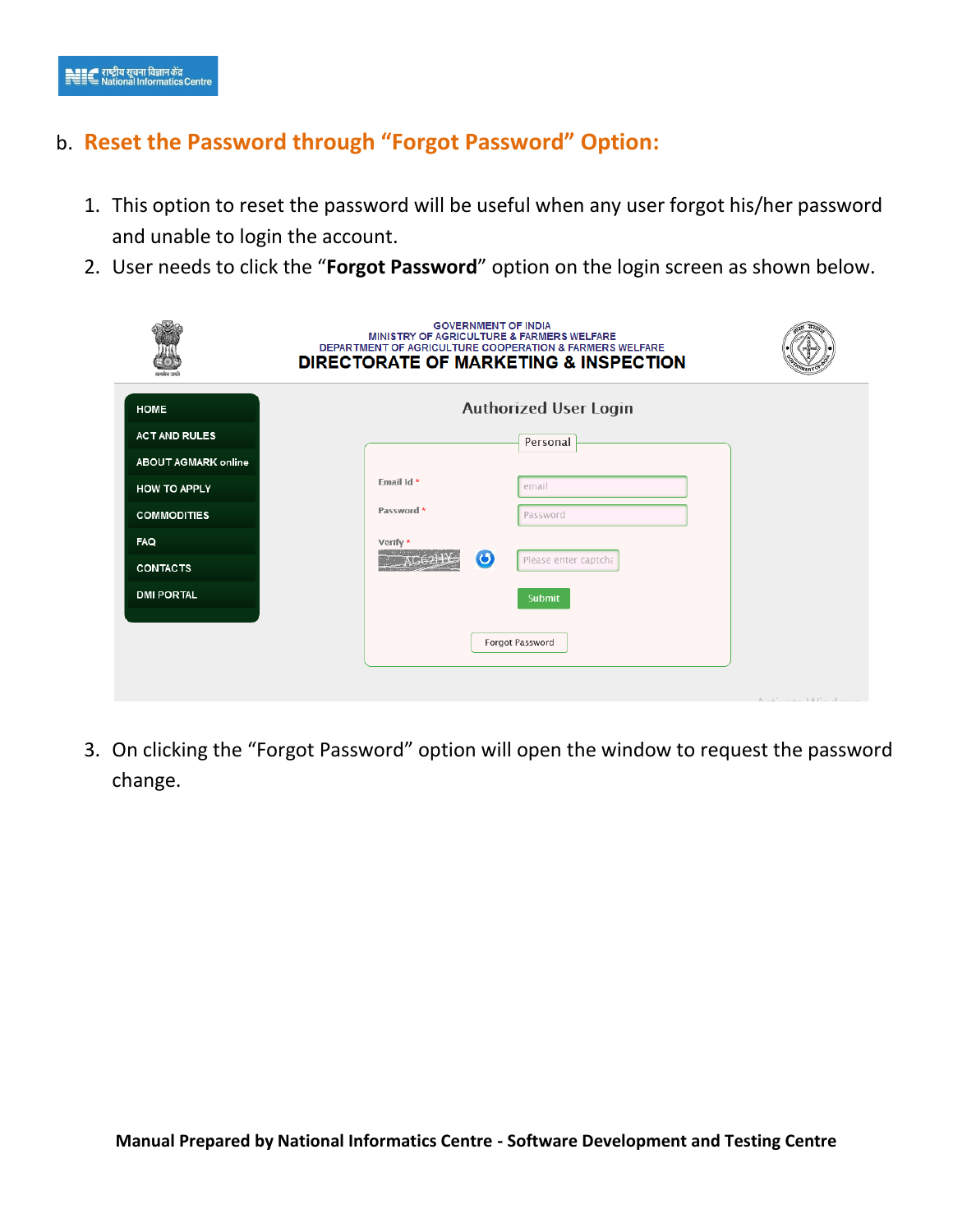b. **Reset the Password through "Forgot Password" Option:**

1. This option to reset the password will be useful when any user forgot his/her password and unable to login the account.
2. User needs to click the "**Forgot Password**" option on the login screen as shown below.

3. On clicking the "Forgot Password" option will open the window to request the password change.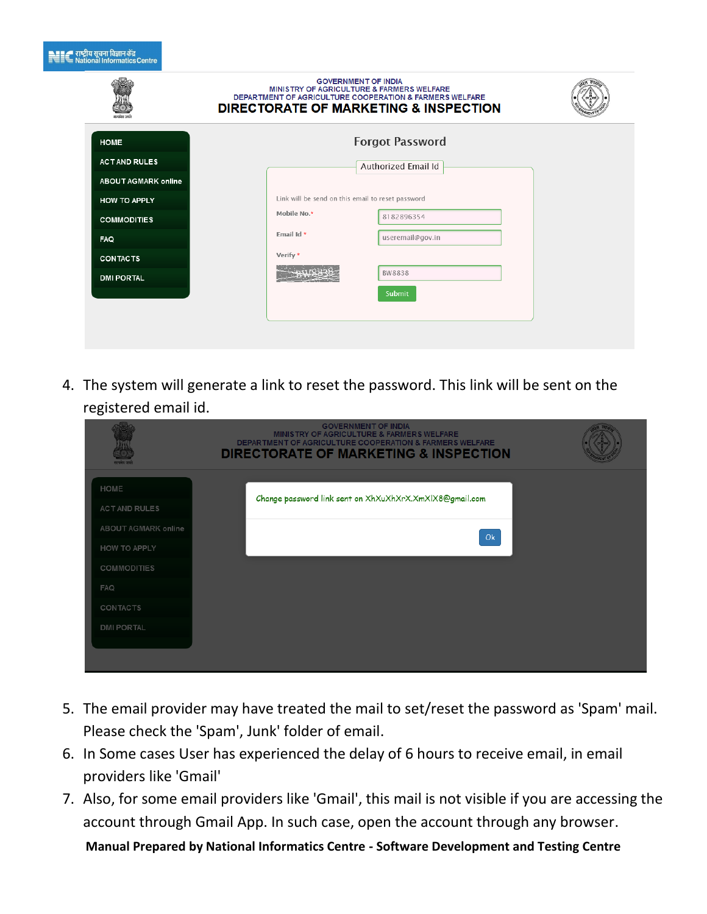4. The system will generate a link to reset the password. This link will be sent on the registered email id.

5. The email provider may have treated the mail to set/reset the password as 'Spam' mail. Please check the 'Spam', Junk' folder of email.
6. In Some cases User has experienced the delay of 6 hours to receive email, in email providers like 'Gmail'
7. Also, for some email providers like 'Gmail', this mail is not visible if you are accessing the account through Gmail App. In such case, open the account through any browser.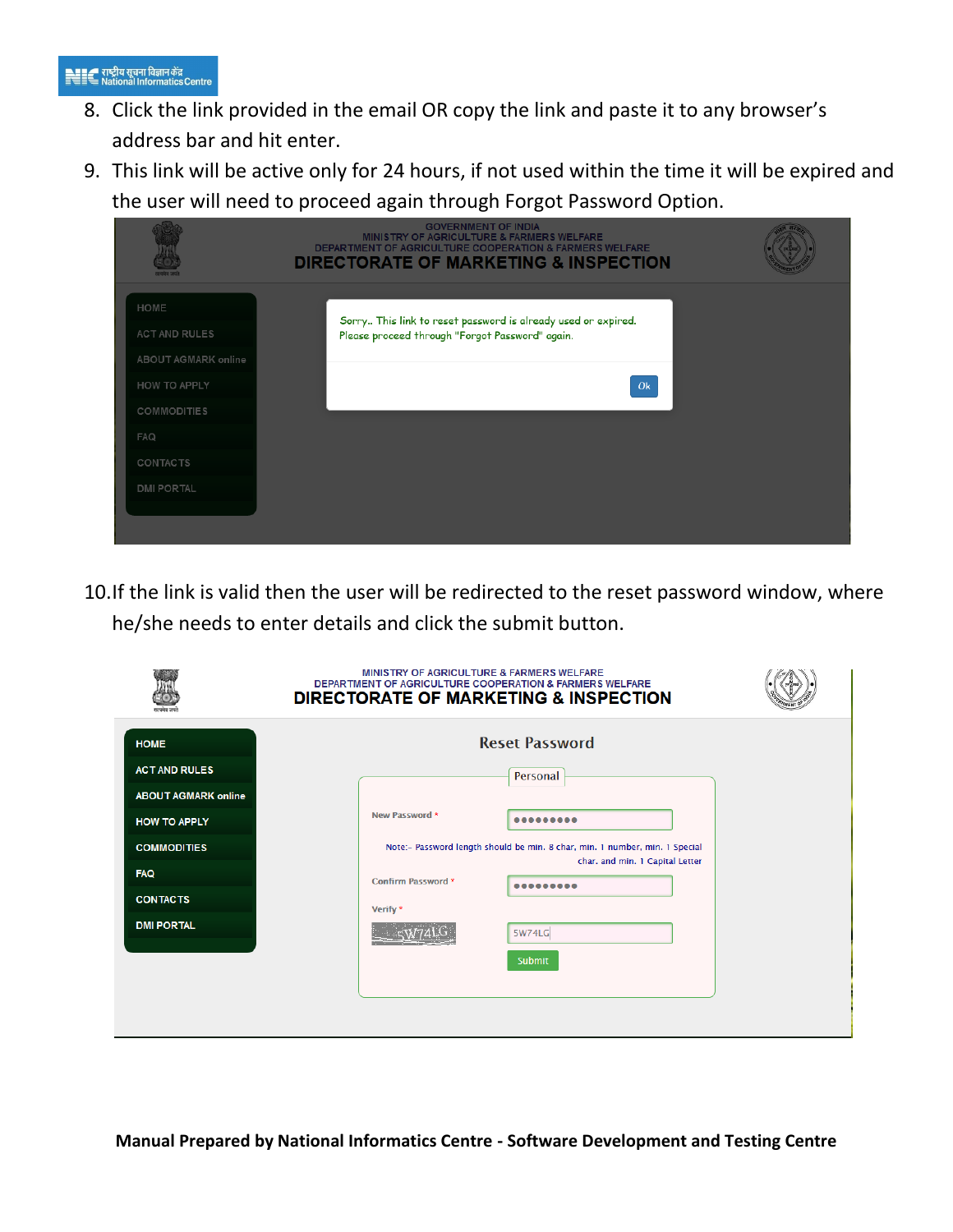8. Click the link provided in the email OR copy the link and paste it to any browser's address bar and hit enter.
9. This link will be active only for 24 hours, if not used within the time it will be expired and the user will need to proceed again through Forgot Password Option.

10. If the link is valid then the user will be redirected to the reset password window, where he/she needs to enter details and click the submit button.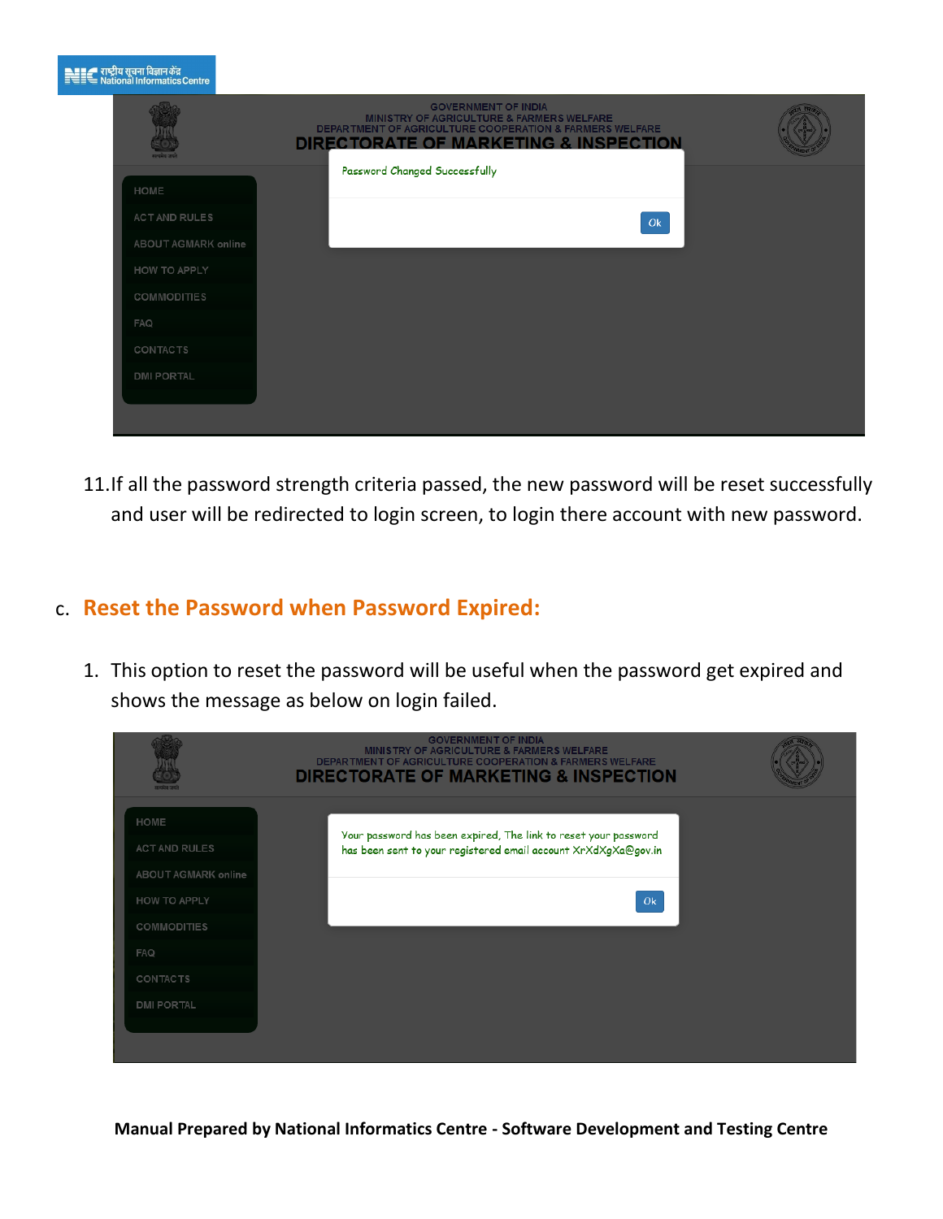11. If all the password strength criteria passed, the new password will be reset successfully and user will be redirected to login screen, to login there account with new password.

c. **Reset the Password when Password Expired:**

1. This option to reset the password will be useful when the password get expired and shows the message as below on login failed.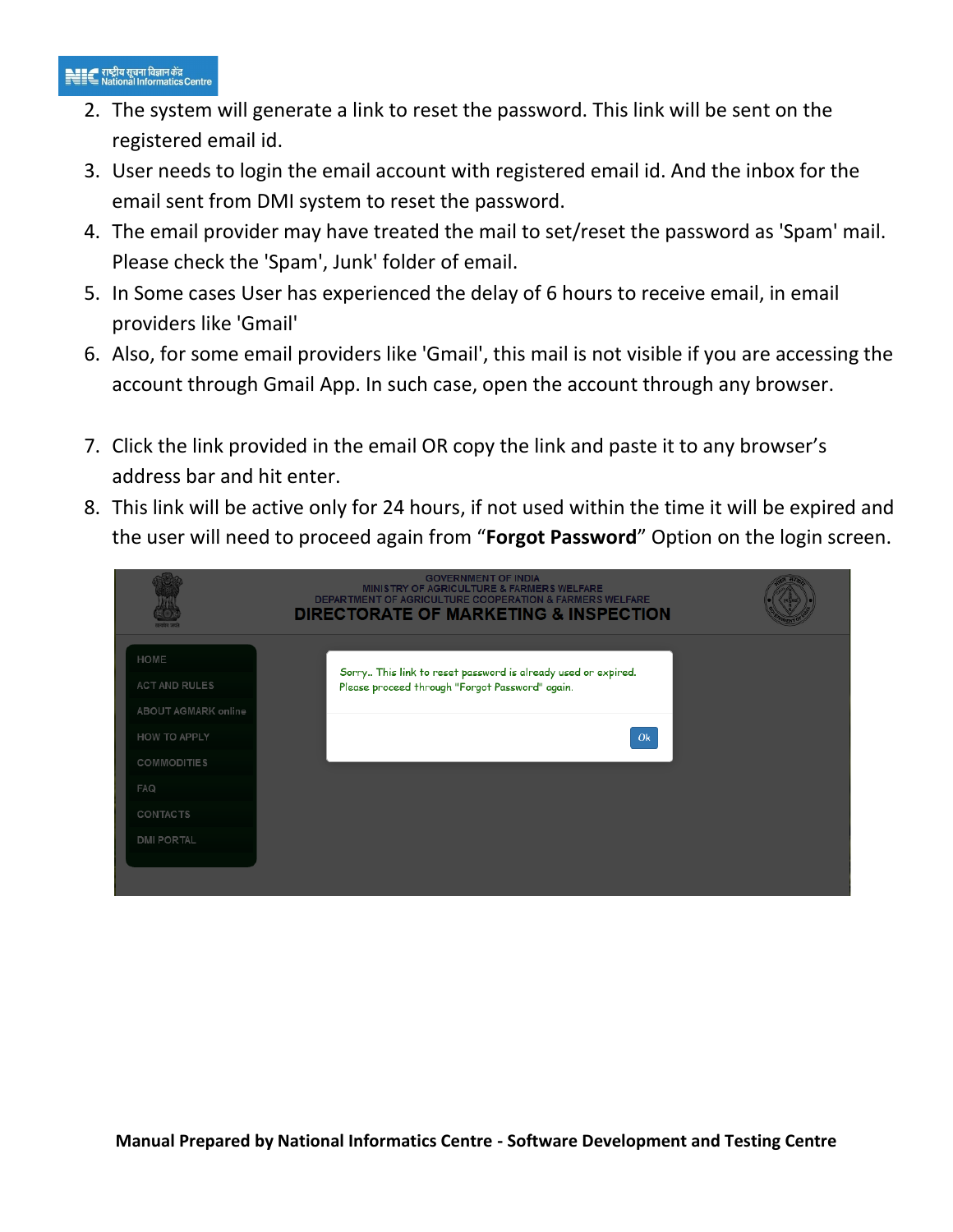2. The system will generate a link to reset the password. This link will be sent on the registered email id.
3. User needs to login the email account with registered email id. And the inbox for the email sent from DMI system to reset the password.
4. The email provider may have treated the mail to set/reset the password as 'Spam' mail. Please check the 'Spam', Junk' folder of email.
5. In Some cases User has experienced the delay of 6 hours to receive email, in email providers like 'Gmail'
6. Also, for some email providers like 'Gmail', this mail is not visible if you are accessing the account through Gmail App. In such case, open the account through any browser.
7. Click the link provided in the email OR copy the link and paste it to any browser's address bar and hit enter.
8. This link will be active only for 24 hours, if not used within the time it will be expired and the user will need to proceed again from "**Forgot Password**" Option on the login screen.

GOVERNMENT OF INDIA
MINISTRY OF AGRICULTURE & FARMERS WELFARE
DEPARTMENT OF AGRICULTURE COOPERATION & FARMERS WELFARE
DIRECTORATE OF MARKETING & INSPECTION

HOME
ACT AND RULES
ABOUT AGMARK online
HOW TO APPLY
COMMODITIES
FAQ
CONTACTS
DMI PORTAL

Sorry.. This link to reset password is already used or expired. Please proceed through "Forgot Password" again.

Ok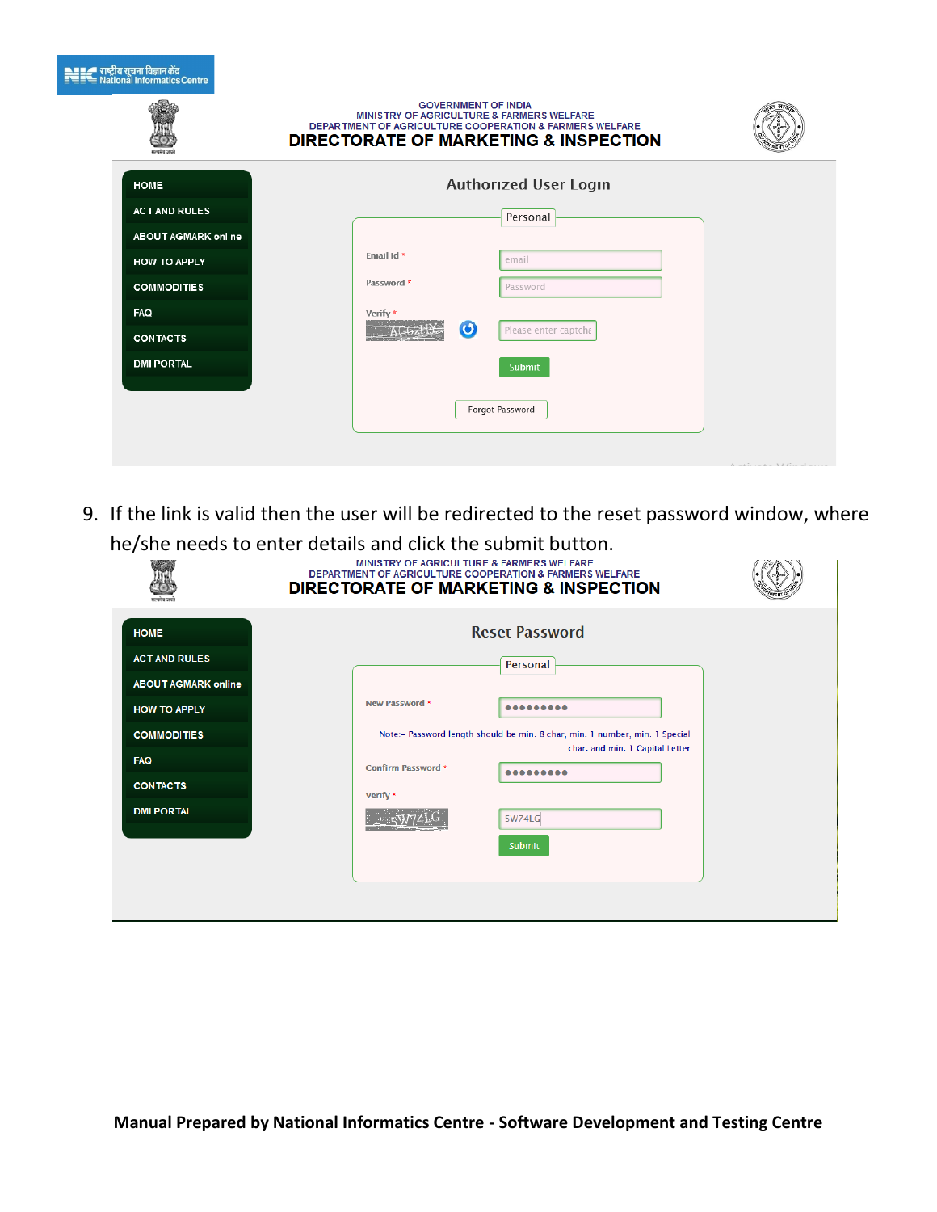GOVERNMENT OF INDIA
MINISTRY OF AGRICULTURE & FARMERS WELFARE
DEPARTMENT OF AGRICULTURE COOPERATION & FARMERS WELFARE
DIRECTORATE OF MARKETING & INSPECTION

- HOME
- ACT AND RULES
- ABOUT AGMARK online
- HOW TO APPLY
- COMMODITIES
- FAQ
- CONTACTS
- DMI PORTAL

Authorized User Login

Personal

Email Id *

Password *

Verify *

Submit

Forgot Password

9. If the link is valid then the user will be redirected to the reset password window, where he/she needs to enter details and click the submit button.

MINISTRY OF AGRICULTURE & FARMERS WELFARE
DEPARTMENT OF AGRICULTURE COOPERATION & FARMERS WELFARE
DIRECTORATE OF MARKETING & INSPECTION

- HOME
- ACT AND RULES
- ABOUT AGMARK online
- HOW TO APPLY
- COMMODITIES
- FAQ
- CONTACTS
- DMI PORTAL

Reset Password

Personal

New Password *

Note:- Password length should be min. 8 char, min. 1 number, min. 1 Special char. and min. 1 Capital Letter

Confirm Password *

Verify *

Submit

**Manual Prepared by National Informatics Centre - Software Development and Testing Centre**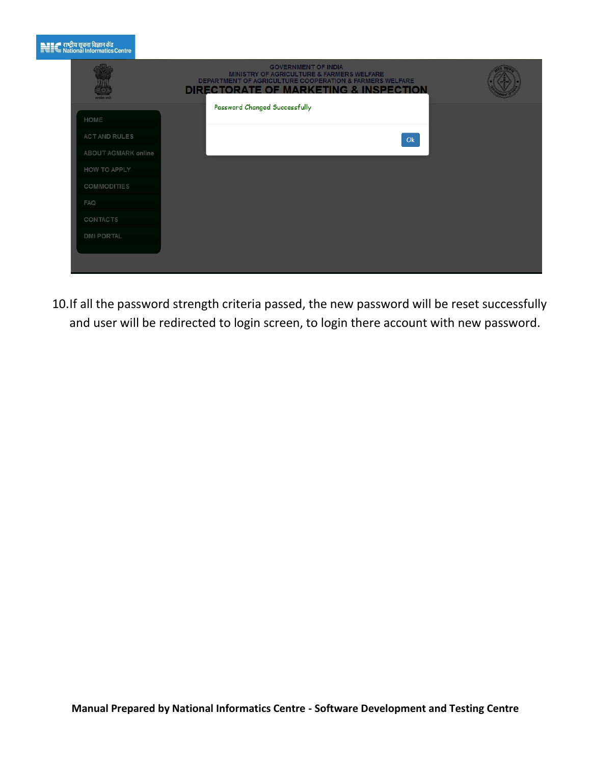10. If all the password strength criteria passed, the new password will be reset successfully and user will be redirected to login screen, to login there account with new password.